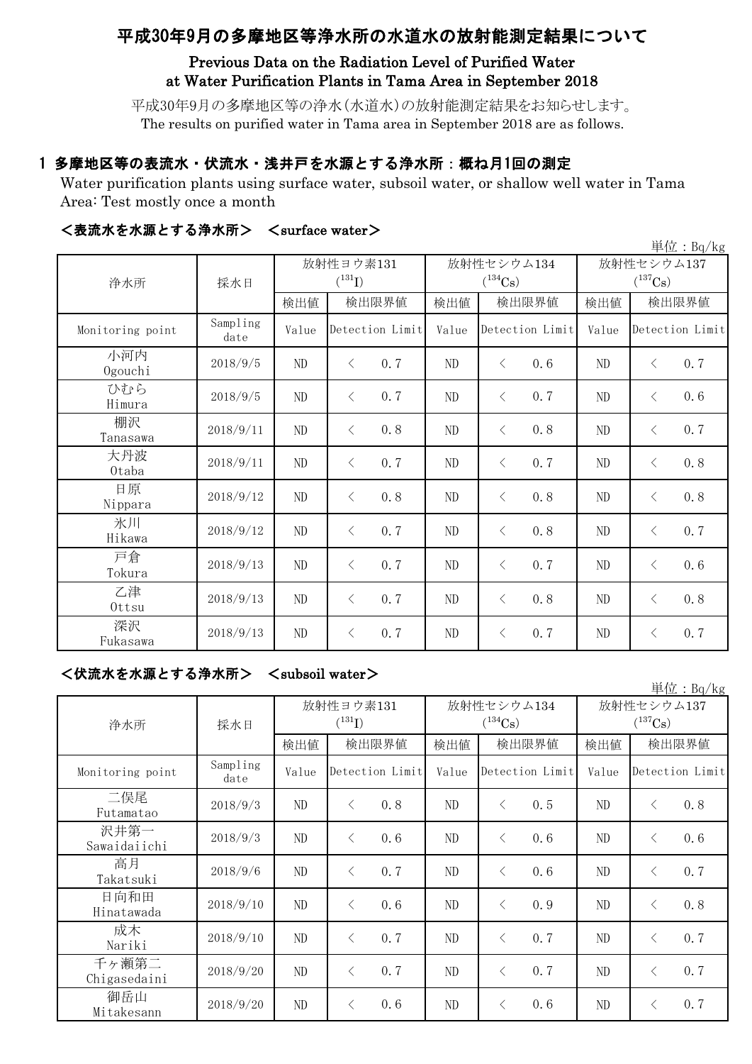# 平成30年9月の多摩地区等浄水所の水道水の放射能測定結果について

## Previous Data on the Radiation Level of Purified Water at Water Purification Plants in Tama Area in September 2018

平成30年9月の多摩地区等の浄水(水道水)の放射能測定結果をお知らせします。
The results on purified water in Tama area in September 2018 are as follows.

## 1 多摩地区等の表流水・伏流水・浅井戸を水源とする浄水所：概ね月1回の測定

Water purification plants using surface water, subsoil water, or shallow well water in Tama Area: Test mostly once a month

### ＜表流水を水源とする浄水所＞ ＜surface water＞

単位：Bq/kg

| 浄水所 | 採水日 | 放射性ヨウ素131 ($^{131}I$) | | 放射性セシウム134 ($^{134}Cs$) | | 放射性セシウム137 ($^{137}Cs$) | |
|---|---|---|---|---|---|---|---|
| | | 検出値 | 検出限界値 | 検出値 | 検出限界値 | 検出値 | 検出限界値 |
| Monitoring point | Sampling date | Value | Detection Limit | Value | Detection Limit | Value | Detection Limit |
| 小河内 Ogouchi | 2018/9/5 | ND | ＜ 0.7 | ND | ＜ 0.6 | ND | ＜ 0.7 |
| ひむら Himura | 2018/9/5 | ND | ＜ 0.7 | ND | ＜ 0.7 | ND | ＜ 0.6 |
| 棚沢 Tanasawa | 2018/9/11 | ND | ＜ 0.8 | ND | ＜ 0.8 | ND | ＜ 0.7 |
| 大丹波 Otaba | 2018/9/11 | ND | ＜ 0.7 | ND | ＜ 0.7 | ND | ＜ 0.8 |
| 日原 Nippara | 2018/9/12 | ND | ＜ 0.8 | ND | ＜ 0.8 | ND | ＜ 0.8 |
| 氷川 Hikawa | 2018/9/12 | ND | ＜ 0.7 | ND | ＜ 0.8 | ND | ＜ 0.7 |
| 戸倉 Tokura | 2018/9/13 | ND | ＜ 0.7 | ND | ＜ 0.7 | ND | ＜ 0.6 |
| 乙津 Ottsu | 2018/9/13 | ND | ＜ 0.7 | ND | ＜ 0.8 | ND | ＜ 0.8 |
| 深沢 Fukasawa | 2018/9/13 | ND | ＜ 0.7 | ND | ＜ 0.7 | ND | ＜ 0.7 |

### ＜伏流水を水源とする浄水所＞ ＜subsoil water＞

単位：Bq/kg

| 浄水所 | 採水日 | 放射性ヨウ素131 ($^{131}I$) | | 放射性セシウム134 ($^{134}Cs$) | | 放射性セシウム137 ($^{137}Cs$) | |
|---|---|---|---|---|---|---|---|
| | | 検出値 | 検出限界値 | 検出値 | 検出限界値 | 検出値 | 検出限界値 |
| Monitoring point | Sampling date | Value | Detection Limit | Value | Detection Limit | Value | Detection Limit |
| 二俣尾 Futamatao | 2018/9/3 | ND | ＜ 0.8 | ND | ＜ 0.5 | ND | ＜ 0.8 |
| 沢井第一 Sawaidaiichi | 2018/9/3 | ND | ＜ 0.6 | ND | ＜ 0.6 | ND | ＜ 0.6 |
| 高月 Takatsuki | 2018/9/6 | ND | ＜ 0.7 | ND | ＜ 0.6 | ND | ＜ 0.7 |
| 日向和田 Hinatawada | 2018/9/10 | ND | ＜ 0.6 | ND | ＜ 0.9 | ND | ＜ 0.8 |
| 成木 Nariki | 2018/9/10 | ND | ＜ 0.7 | ND | ＜ 0.7 | ND | ＜ 0.7 |
| 千ヶ瀬第二 Chigasedaini | 2018/9/20 | ND | ＜ 0.7 | ND | ＜ 0.7 | ND | ＜ 0.7 |
| 御岳山 Mitakesann | 2018/9/20 | ND | ＜ 0.6 | ND | ＜ 0.6 | ND | ＜ 0.7 |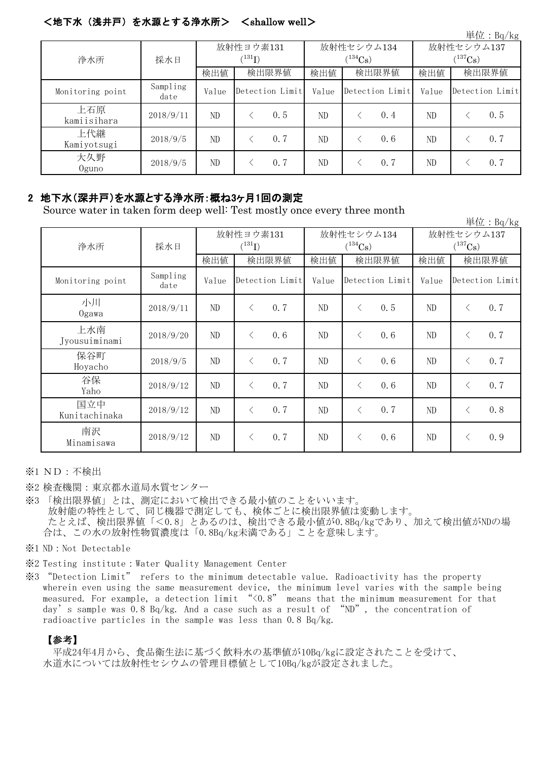## <地下水（浅井戸）を水源とする浄水所>　<shallow well>

単位：Bq/kg

| 浄水所 | 採水日 | 放射性ヨウ素131 ($^{131}I$) | | | 放射性セシウム134 ($^{134}Cs$) | | | 放射性セシウム137 ($^{137}Cs$) | | |
|---|---|---|---|---|---|---|---|---|---|---|
| | | 検出値 | 検出限界値 | | 検出値 | 検出限界値 | | 検出値 | 検出限界値 | |
| Monitoring point | Sampling date | Value | Detection Limit | | Value | Detection Limit | | Value | Detection Limit | |
| 上石原 kamiisihara | 2018/9/11 | ND | < | 0.5 | ND | < | 0.4 | ND | < | 0.5 |
| 上代継 Kamiyotsugi | 2018/9/5 | ND | < | 0.7 | ND | < | 0.6 | ND | < | 0.7 |
| 大久野 Oguno | 2018/9/5 | ND | < | 0.7 | ND | < | 0.7 | ND | < | 0.7 |

## 2 地下水(深井戸)を水源とする浄水所:概ね3ヶ月1回の測定

Source water in taken form deep well: Test mostly once every three month

単位：Bq/kg

| 浄水所 | 採水日 | 放射性ヨウ素131 ($^{131}I$) | | | 放射性セシウム134 ($^{134}Cs$) | | | 放射性セシウム137 ($^{137}Cs$) | | |
|---|---|---|---|---|---|---|---|---|---|---|
| | | 検出値 | 検出限界値 | | 検出値 | 検出限界値 | | 検出値 | 検出限界値 | |
| Monitoring point | Sampling date | Value | Detection Limit | | Value | Detection Limit | | Value | Detection Limit | |
| 小川 Ogawa | 2018/9/11 | ND | < | 0.7 | ND | < | 0.5 | ND | < | 0.7 |
| 上水南 Jyousuiminami | 2018/9/20 | ND | < | 0.6 | ND | < | 0.6 | ND | < | 0.7 |
| 保谷町 Hoyacho | 2018/9/5 | ND | < | 0.7 | ND | < | 0.6 | ND | < | 0.7 |
| 谷保 Yaho | 2018/9/12 | ND | < | 0.7 | ND | < | 0.6 | ND | < | 0.7 |
| 国立中 Kunitachinaka | 2018/9/12 | ND | < | 0.7 | ND | < | 0.7 | ND | < | 0.8 |
| 南沢 Minamisawa | 2018/9/12 | ND | < | 0.7 | ND | < | 0.6 | ND | < | 0.9 |

※1 ND：不検出

※2 検査機関：東京都水道局水質センター

※3 「検出限界値」とは、測定において検出できる最小値のことをいいます。
放射能の特性として、同じ機器で測定しても、検体ごとに検出限界値は変動します。
たとえば、検出限界値「<0.8」とあるのは、検出できる最小値が0.8Bq/kgであり、加えて検出値がNDの場合は、この水の放射性物質濃度は「0.8Bq/kg未満である」ことを意味します。

※1 ND：Not Detectable

※2 Testing institute：Water Quality Management Center

※3 "Detection Limit" refers to the minimum detectable value. Radioactivity has the property wherein even using the same measurement device, the minimum level varies with the sample being measured. For example, a detection limit "<0.8" means that the minimum measurement for that day's sample was 0.8 Bq/kg. And a case such as a result of "ND", the concentration of radioactive particles in the sample was less than 0.8 Bq/kg.

### 【参考】

平成24年4月から、食品衛生法に基づく飲料水の基準値が10Bq/kgに設定されたことを受けて、水道水については放射性セシウムの管理目標値として10Bq/kgが設定されました。